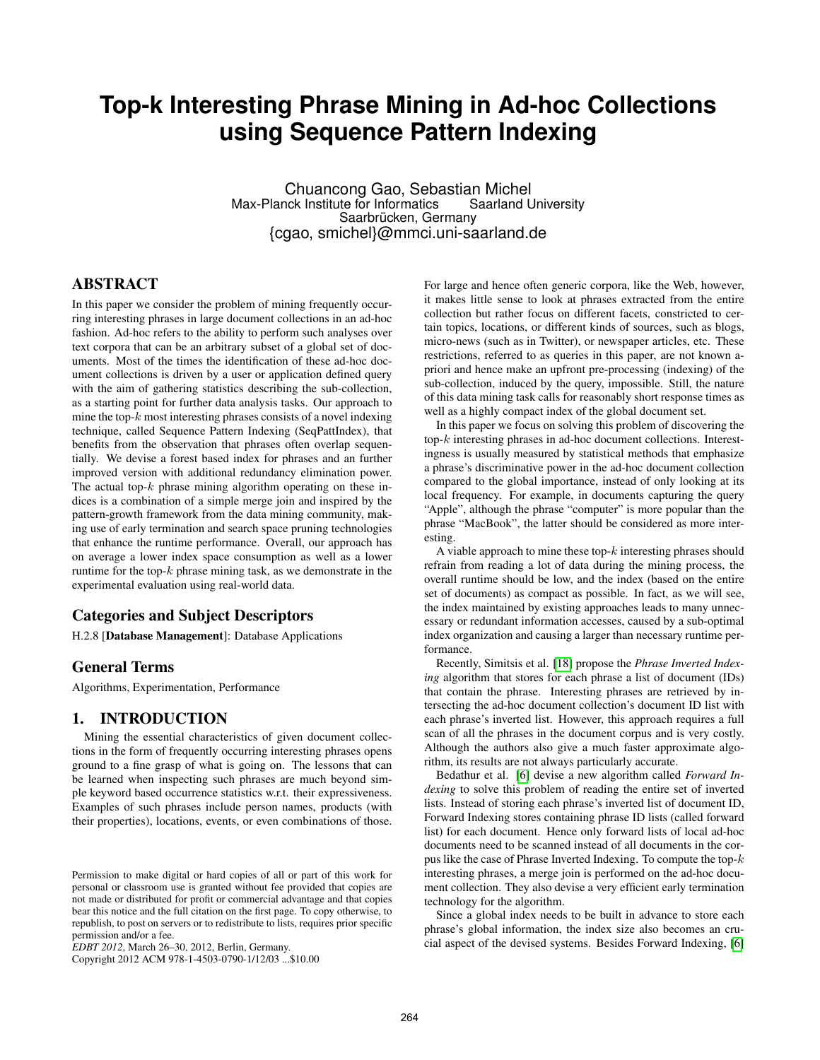# Top-k Interesting Phrase Mining in Ad-hoc Collections using Sequence Pattern Indexing

Chuancong Gao, Sebastian Michel
Max-Planck Institute for Informatics Saarland University
Saarbrücken, Germany
{cgao, smichel}@mmci.uni-saarland.de

## ABSTRACT

In this paper we consider the problem of mining frequently occurring interesting phrases in large document collections in an ad-hoc fashion. Ad-hoc refers to the ability to perform such analyses over text corpora that can be an arbitrary subset of a global set of documents. Most of the times the identification of these ad-hoc document collections is driven by a user or application defined query with the aim of gathering statistics describing the sub-collection, as a starting point for further data analysis tasks. Our approach to mine the top-$k$ most interesting phrases consists of a novel indexing technique, called Sequence Pattern Indexing (SeqPattIndex), that benefits from the observation that phrases often overlap sequentially. We devise a forest based index for phrases and an further improved version with additional redundancy elimination power. The actual top-$k$ phrase mining algorithm operating on these indices is a combination of a simple merge join and inspired by the pattern-growth framework from the data mining community, making use of early termination and search space pruning technologies that enhance the runtime performance. Overall, our approach has on average a lower index space consumption as well as a lower runtime for the top-$k$ phrase mining task, as we demonstrate in the experimental evaluation using real-world data.

### Categories and Subject Descriptors

H.2.8 [**Database Management**]: Database Applications

### General Terms

Algorithms, Experimentation, Performance

## 1. INTRODUCTION

Mining the essential characteristics of given document collections in the form of frequently occurring interesting phrases opens ground to a fine grasp of what is going on. The lessons that can be learned when inspecting such phrases are much beyond simple keyword based occurrence statistics w.r.t. their expressiveness. Examples of such phrases include person names, products (with their properties), locations, events, or even combinations of those. For large and hence often generic corpora, like the Web, however, it makes little sense to look at phrases extracted from the entire collection but rather focus on different facets, constricted to certain topics, locations, or different kinds of sources, such as blogs, micro-news (such as in Twitter), or newspaper articles, etc. These restrictions, referred to as queries in this paper, are not known a-priori and hence make an upfront pre-processing (indexing) of the sub-collection, induced by the query, impossible. Still, the nature of this data mining task calls for reasonably short response times as well as a highly compact index of the global document set.

In this paper we focus on solving this problem of discovering the top-$k$ interesting phrases in ad-hoc document collections. Interestingness is usually measured by statistical methods that emphasize a phrase's discriminative power in the ad-hoc document collection compared to the global importance, instead of only looking at its local frequency. For example, in documents capturing the query "Apple", although the phrase "computer" is more popular than the phrase "MacBook", the latter should be considered as more interesting.

A viable approach to mine these top-$k$ interesting phrases should refrain from reading a lot of data during the mining process, the overall runtime should be low, and the index (based on the entire set of documents) as compact as possible. In fact, as we will see, the index maintained by existing approaches leads to many unnecessary or redundant information accesses, caused by a sub-optimal index organization and causing a larger than necessary runtime performance.

Recently, Simitsis et al. [18] propose the *Phrase Inverted Indexing* algorithm that stores for each phrase a list of document (IDs) that contain the phrase. Interesting phrases are retrieved by intersecting the ad-hoc document collection's document ID list with each phrase's inverted list. However, this approach requires a full scan of all the phrases in the document corpus and is very costly. Although the authors also give a much faster approximate algorithm, its results are not always particularly accurate.

Bedathur et al. [6] devise a new algorithm called *Forward Indexing* to solve this problem of reading the entire set of inverted lists. Instead of storing each phrase's inverted list of document ID, Forward Indexing stores containing phrase ID lists (called forward list) for each document. Hence only forward lists of local ad-hoc documents need to be scanned instead of all documents in the corpus like the case of Phrase Inverted Indexing. To compute the top-$k$ interesting phrases, a merge join is performed on the ad-hoc document collection. They also devise a very efficient early termination technology for the algorithm.

Since a global index needs to be built in advance to store each phrase's global information, the index size also becomes an crucial aspect of the devised systems. Besides Forward Indexing, [6]

Permission to make digital or hard copies of all or part of this work for personal or classroom use is granted without fee provided that copies are not made or distributed for profit or commercial advantage and that copies bear this notice and the full citation on the first page. To copy otherwise, to republish, to post on servers or to redistribute to lists, requires prior specific permission and/or a fee.
*EDBT 2012*, March 26–30, 2012, Berlin, Germany.
Copyright 2012 ACM 978-1-4503-0790-1/12/03 ...$10.00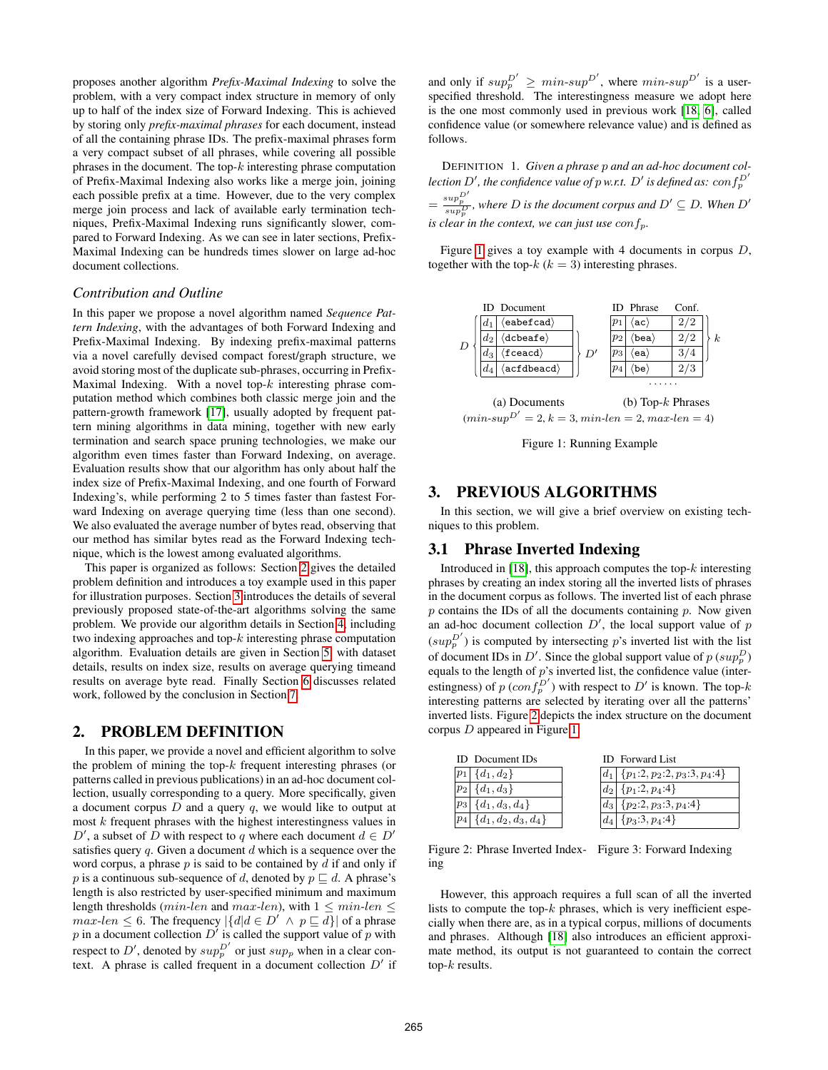proposes another algorithm *Prefix-Maximal Indexing* to solve the problem, with a very compact index structure in memory of only up to half of the index size of Forward Indexing. This is achieved by storing only *prefix-maximal phrases* for each document, instead of all the containing phrase IDs. The prefix-maximal phrases form a very compact subset of all phrases, while covering all possible phrases in the document. The top-$k$ interesting phrase computation of Prefix-Maximal Indexing also works like a merge join, joining each possible prefix at a time. However, due to the very complex merge join process and lack of available early termination techniques, Prefix-Maximal Indexing runs significantly slower, compared to Forward Indexing. As we can see in later sections, Prefix-Maximal Indexing can be hundreds times slower on large ad-hoc document collections.

### *Contribution and Outline*

In this paper we propose a novel algorithm named *Sequence Pattern Indexing*, with the advantages of both Forward Indexing and Prefix-Maximal Indexing. By indexing prefix-maximal patterns via a novel carefully devised compact forest/graph structure, we avoid storing most of the duplicate sub-phrases, occurring in Prefix-Maximal Indexing. With a novel top-$k$ interesting phrase computation method which combines both classic merge join and the pattern-growth framework [17], usually adopted by frequent pattern mining algorithms in data mining, together with new early termination and search space pruning technologies, we make our algorithm even times faster than Forward Indexing, on average. Evaluation results show that our algorithm has only about half the index size of Prefix-Maximal Indexing, and one fourth of Forward Indexing's, while performing 2 to 5 times faster than fastest Forward Indexing on average querying time (less than one second). We also evaluated the average number of bytes read, observing that our method has similar bytes read as the Forward Indexing technique, which is the lowest among evaluated algorithms.

This paper is organized as follows: Section 2 gives the detailed problem definition and introduces a toy example used in this paper for illustration purposes. Section 3 introduces the details of several previously proposed state-of-the-art algorithms solving the same problem. We provide our algorithm details in Section 4, including two indexing approaches and top-$k$ interesting phrase computation algorithm. Evaluation details are given in Section 5 with dataset details, results on index size, results on average querying timeand results on average byte read. Finally Section 6 discusses related work, followed by the conclusion in Section 7.

## 2. PROBLEM DEFINITION

In this paper, we provide a novel and efficient algorithm to solve the problem of mining the top-$k$ frequent interesting phrases (or patterns called in previous publications) in an ad-hoc document collection, usually corresponding to a query. More specifically, given a document corpus $D$ and a query $q$, we would like to output at most $k$ frequent phrases with the highest interestingness values in $D'$, a subset of $D$ with respect to $q$ where each document $d \in D'$ satisfies query $q$. Given a document $d$ which is a sequence over the word corpus, a phrase $p$ is said to be contained by $d$ if and only if $p$ is a continuous sub-sequence of $d$, denoted by $p \sqsubseteq d$. A phrase's length is also restricted by user-specified minimum and maximum length thresholds ($min\text{-}len$ and $max\text{-}len$), with $1 \leq min\text{-}len \leq max\text{-}len \leq 6$. The frequency $|\{d | d \in D' \wedge p \sqsubseteq d\}|$ of a phrase $p$ in a document collection $D'$ is called the support value of $p$ with respect to $D'$, denoted by $sup_p^{D'}$ or just $sup_p$ when in a clear context. A phrase is called frequent in a document collection $D'$ if and only if $sup_p^{D'} \geq min\text{-}sup^{D'}$, where $min\text{-}sup^{D'}$ is a user-specified threshold. The interestingness measure we adopt here is the one most commonly used in previous work [18, 6], called confidence value (or somewhere relevance value) and is defined as follows.

DEFINITION 1. *Given a phrase $p$ and an ad-hoc document collection $D'$, the confidence value of $p$ w.r.t. $D'$ is defined as: $conf_p^{D'} = \frac{sup_p^{D'}}{sup_p^{D}}$, where $D$ is the document corpus and $D' \subseteq D$. When $D'$ is clear in the context, we can just use $conf_p$.*

Figure 1 gives a toy example with 4 documents in corpus $D$, together with the top-$k$ ($k = 3$) interesting phrases.

| ID | Document |
|---|---|
| $d_1$ | ⟨eabefcad⟩ |
| $d_2$ | ⟨dcbeafe⟩ |
| $d_3$ | ⟨fceacd⟩ |
| $d_4$ | ⟨acfdbeacd⟩ |

(a) Documents ($D$ = $d_1$–$d_4$; $D'$ = $d_1$–$d_3$)

| ID | Phrase | Conf. |
|---|---|---|
| $p_1$ | ⟨ac⟩ | 2/2 |
| $p_2$ | ⟨bea⟩ | 2/2 |
| $p_3$ | ⟨ea⟩ | 3/4 |
| $p_4$ | ⟨be⟩ | 2/3 |
| ...... | | |

(b) Top-$k$ Phrases ($k$ = $p_1$–$p_3$)

($min\text{-}sup^{D'} = 2$, $k = 3$, $min\text{-}len = 2$, $max\text{-}len = 4$)

Figure 1: Running Example

## 3. PREVIOUS ALGORITHMS

In this section, we will give a brief overview on existing techniques to this problem.

### 3.1 Phrase Inverted Indexing

Introduced in [18], this approach computes the top-$k$ interesting phrases by creating an index storing all the inverted lists of phrases in the document corpus as follows. The inverted list of each phrase $p$ contains the IDs of all the documents containing $p$. Now given an ad-hoc document collection $D'$, the local support value of $p$ ($sup_p^{D'}$) is computed by intersecting $p$'s inverted list with the list of document IDs in $D'$. Since the global support value of $p$ ($sup_p^{D}$) equals to the length of $p$'s inverted list, the confidence value (interestingness) of $p$ ($conf_p^{D'}$) with respect to $D'$ is known. The top-$k$ interesting patterns are selected by iterating over all the patterns' inverted lists. Figure 2 depicts the index structure on the document corpus $D$ appeared in Figure 1.

| ID | Document IDs |
|---|---|
| $p_1$ | $\{d_1, d_2\}$ |
| $p_2$ | $\{d_1, d_3\}$ |
| $p_3$ | $\{d_1, d_3, d_4\}$ |
| $p_4$ | $\{d_1, d_2, d_3, d_4\}$ |

Figure 2: Phrase Inverted Indexing

| ID | Forward List |
|---|---|
| $d_1$ | $\{p_1{:}2, p_2{:}2, p_3{:}3, p_4{:}4\}$ |
| $d_2$ | $\{p_1{:}2, p_4{:}4\}$ |
| $d_3$ | $\{p_2{:}2, p_3{:}3, p_4{:}4\}$ |
| $d_4$ | $\{p_3{:}3, p_4{:}4\}$ |

Figure 3: Forward Indexing

However, this approach requires a full scan of all the inverted lists to compute the top-$k$ phrases, which is very inefficient especially when there are, as in a typical corpus, millions of documents and phrases. Although [18] also introduces an efficient approximate method, its output is not guaranteed to contain the correct top-$k$ results.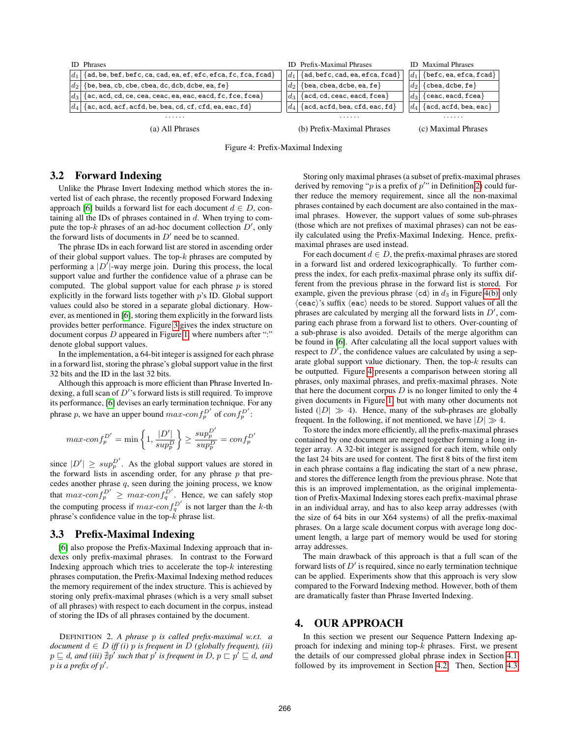(a) All Phrases

| ID | Phrases |
|---|---|
| $d_1$ | {ad, be, bef, befc, ca, cad, ea, ef, efc, efca, fc, fca, fcad} |
| $d_2$ | {be, bea, cb, cbe, cbea, dc, dcb, dcbe, ea, fe} |
| $d_3$ | {ac, acd, cd, ce, cea, ceac, ea, eac, eacd, fc, fce, fcea} |
| $d_4$ | {ac, acd, acf, acfd, be, bea, cd, cf, cfd, ea, eac, fd} |
| ...... | |

(b) Prefix-Maximal Phrases

| ID | Prefix-Maximal Phrases |
|---|---|
| $d_1$ | {ad, befc, cad, ea, efca, fcad} |
| $d_2$ | {bea, cbea, dcbe, ea, fe} |
| $d_3$ | {acd, cd, ceac, eacd, fcea} |
| $d_4$ | {acd, acfd, bea, cfd, eac, fd} |
| ...... | |

(c) Maximal Phrases

| ID | Maximal Phrases |
|---|---|
| $d_1$ | {befc, ea, efca, fcad} |
| $d_2$ | {cbea, dcbe, fe} |
| $d_3$ | {ceac, eacd, fcea} |
| $d_4$ | {acd, acfd, bea, eac} |
| ...... | |

Figure 4: Prefix-Maximal Indexing

## 3.2 Forward Indexing

Unlike the Phrase Invert Indexing method which stores the inverted list of each phrase, the recently proposed Forward Indexing approach [6] builds a forward list for each document $d \in D$, containing all the IDs of phrases contained in $d$. When trying to compute the top-$k$ phrases of an ad-hoc document collection $D'$, only the forward lists of documents in $D'$ need be to scanned.

The phrase IDs in each forward list are stored in ascending order of their global support values. The top-$k$ phrases are computed by performing a $|D'|$-way merge join. During this process, the local support value and further the confidence value of a phrase can be computed. The global support value for each phrase $p$ is stored explicitly in the forward lists together with $p$'s ID. Global support values could also be stored in a separate global dictionary. However, as mentioned in [6], storing them explicitly in the forward lists provides better performance. Figure 3 gives the index structure on document corpus $D$ appeared in Figure 1, where numbers after ":" denote global support values.

In the implementation, a 64-bit integer is assigned for each phrase in a forward list, storing the phrase's global support value in the first 32 bits and the ID in the last 32 bits.

Although this approach is more efficient than Phrase Inverted Indexing, a full scan of $D'$'s forward lists is still required. To improve its performance, [6] devises an early termination technique. For any phrase $p$, we have an upper bound $max\text{-}conf_p^{D'}$ of $conf_p^{D'}$:

$$max\text{-}conf_p^{D'} = \min\left\{1, \frac{|D'|}{sup_p^D}\right\} \geq \frac{sup_p^{D'}}{sup_p^D} = conf_p^{D'}$$

since $|D'| \geq sup_p^{D'}$. As the global support values are stored in the forward lists in ascending order, for any phrase $p$ that precedes another phrase $q$, seen during the joining process, we know that $max\text{-}conf_p^{D'} \geq max\text{-}conf_q^{D'}$. Hence, we can safely stop the computing process if $max\text{-}conf_q^{D'}$ is not larger than the $k$-th phrase's confidence value in the top-$k$ phrase list.

## 3.3 Prefix-Maximal Indexing

[6] also propose the Prefix-Maximal Indexing approach that indexes only prefix-maximal phrases. In contrast to the Forward Indexing approach which tries to accelerate the top-$k$ interesting phrases computation, the Prefix-Maximal Indexing method reduces the memory requirement of the index structure. This is achieved by storing only prefix-maximal phrases (which is a very small subset of all phrases) with respect to each document in the corpus, instead of storing the IDs of all phrases contained by the document.

DEFINITION 2. *A phrase $p$ is called prefix-maximal w.r.t. a document $d \in D$ iff (i) $p$ is frequent in $D$ (globally frequent), (ii) $p \sqsubseteq d$, and (iii) $\nexists p'$ such that $p'$ is frequent in $D$, $p \sqsubset p' \sqsubseteq d$, and $p$ is a prefix of $p'$.*

Storing only maximal phrases (a subset of prefix-maximal phrases derived by removing "$p$ is a prefix of $p'$" in Definition 2) could further reduce the memory requirement, since all the non-maximal phrases contained by each document are also contained in the maximal phrases. However, the support values of some sub-phrases (those which are not prefixes of maximal phrases) can not be easily calculated using the Prefix-Maximal Indexing. Hence, prefix-maximal phrases are used instead.

For each document $d \in D$, the prefix-maximal phrases are stored in a forward list and ordered lexicographically. To further compress the index, for each prefix-maximal phrase only its suffix different from the previous phrase in the forward list is stored. For example, given the previous phrase ⟨cd⟩ in $d_3$ in Figure 4(b), only ⟨ceac⟩'s suffix ⟨eac⟩ needs to be stored. Support values of all the phrases are calculated by merging all the forward lists in $D'$, comparing each phrase from a forward list to others. Over-counting of a sub-phrase is also avoided. Details of the merge algorithm can be found in [6]. After calculating all the local support values with respect to $D'$, the confidence values are calculated by using a separate global support value dictionary. Then, the top-$k$ results can be outputted. Figure 4 presents a comparison between storing all phrases, only maximal phrases, and prefix-maximal phrases. Note that here the document corpus $D$ is no longer limited to only the 4 given documents in Figure 1, but with many other documents not listed ($|D| \gg 4$). Hence, many of the sub-phrases are globally frequent. In the following, if not mentioned, we have $|D| \gg 4$.

To store the index more efficiently, all the prefix-maximal phrases contained by one document are merged together forming a long integer array. A 32-bit integer is assigned for each item, while only the last 24 bits are used for content. The first 8 bits of the first item in each phrase contains a flag indicating the start of a new phrase, and stores the difference length from the previous phrase. Note that this is an improved implementation, as the original implementation of Prefix-Maximal Indexing stores each prefix-maximal phrase in an individual array, and has to also keep array addresses (with the size of 64 bits in our X64 systems) of all the prefix-maximal phrases. On a large scale document corpus with average long document length, a large part of memory would be used for storing array addresses.

The main drawback of this approach is that a full scan of the forward lists of $D'$ is required, since no early termination technique can be applied. Experiments show that this approach is very slow compared to the Forward Indexing method. However, both of them are dramatically faster than Phrase Inverted Indexing.

# 4. OUR APPROACH

In this section we present our Sequence Pattern Indexing approach for indexing and mining top-$k$ phrases. First, we present the details of our compressed global phrase index in Section 4.1 followed by its improvement in Section 4.2. Then, Section 4.3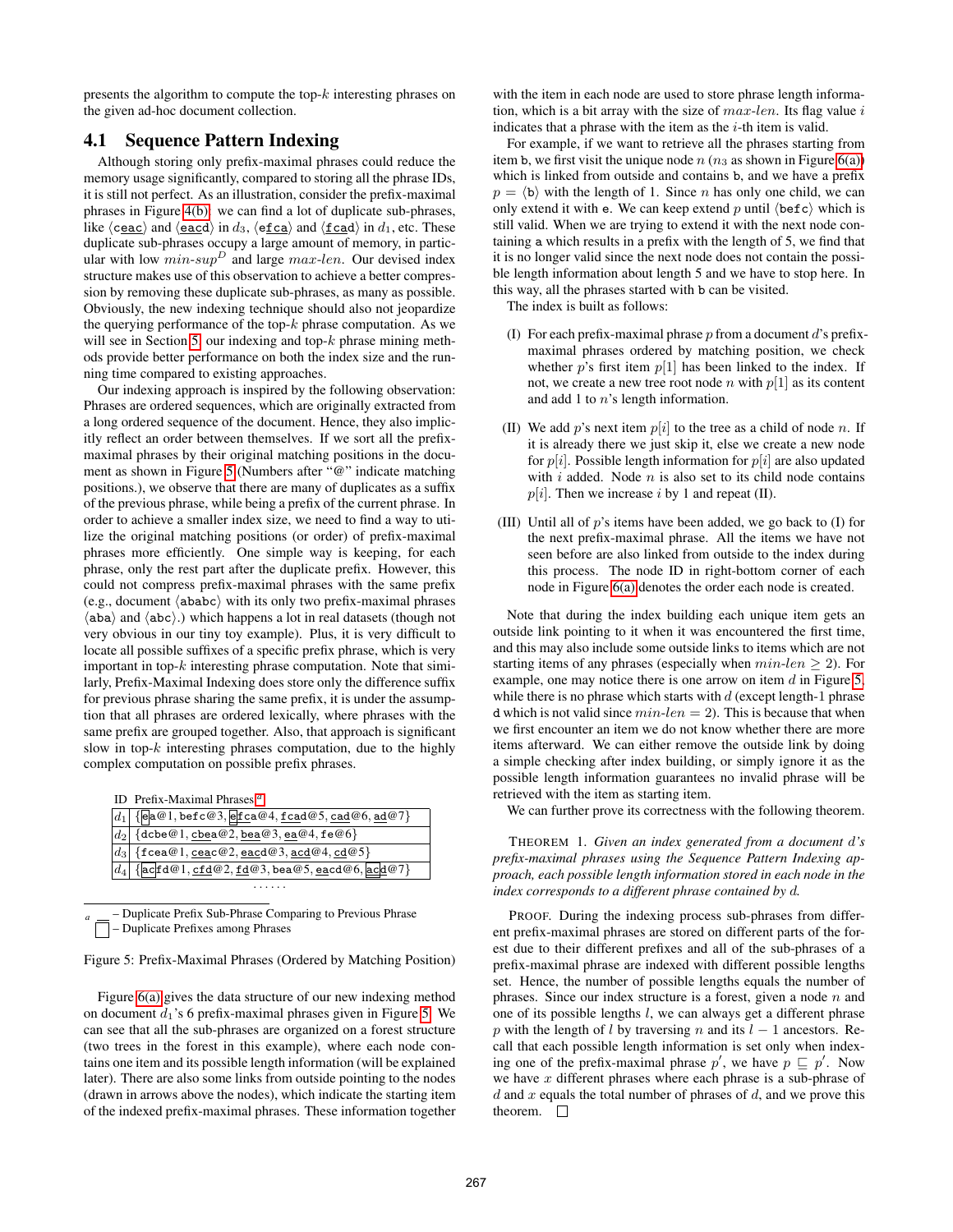presents the algorithm to compute the top-$k$ interesting phrases on the given ad-hoc document collection.

## 4.1 Sequence Pattern Indexing

Although storing only prefix-maximal phrases could reduce the memory usage significantly, compared to storing all the phrase IDs, it is still not perfect. As an illustration, consider the prefix-maximal phrases in Figure 4(b): we can find a lot of duplicate sub-phrases, like ⟨ceac⟩ and ⟨eacd⟩ in $d_3$, ⟨efca⟩ and ⟨fcad⟩ in $d_1$, etc. These duplicate sub-phrases occupy a large amount of memory, in particular with low $min\text{-}sup^D$ and large $max\text{-}len$. Our devised index structure makes use of this observation to achieve a better compression by removing these duplicate sub-phrases, as many as possible. Obviously, the new indexing technique should also not jeopardize the querying performance of the top-$k$ phrase computation. As we will see in Section 5, our indexing and top-$k$ phrase mining methods provide better performance on both the index size and the running time compared to existing approaches.

Our indexing approach is inspired by the following observation: Phrases are ordered sequences, which are originally extracted from a long ordered sequence of the document. Hence, they also implicitly reflect an order between themselves. If we sort all the prefix-maximal phrases by their original matching positions in the document as shown in Figure 5 (Numbers after "@" indicate matching positions.), we observe that there are many of duplicates as a suffix of the previous phrase, while being a prefix of the current phrase. In order to achieve a smaller index size, we need to find a way to utilize the original matching positions (or order) of prefix-maximal phrases more efficiently. One simple way is keeping, for each phrase, only the rest part after the duplicate prefix. However, this could not compress prefix-maximal phrases with the same prefix (e.g., document ⟨ababc⟩ with its only two prefix-maximal phrases ⟨aba⟩ and ⟨abc⟩.) which happens a lot in real datasets (though not very obvious in our tiny toy example). Plus, it is very difficult to locate all possible suffixes of a specific prefix phrase, which is very important in top-$k$ interesting phrase computation. Note that similarly, Prefix-Maximal Indexing does store only the difference suffix for previous phrase sharing the same prefix, it is under the assumption that all phrases are ordered lexically, where phrases with the same prefix are grouped together. Also, that approach is significant slow in top-$k$ interesting phrase computation, due to the highly complex computation on possible prefix phrases.

| ID | Prefix-Maximal Phrases[a] |
|---|---|
| $d_1$ | {ea@1, befc@3, efca@4, fcad@5, cad@6, ad@7} |
| $d_2$ | {dcbe@1, cbea@2, bea@3, ea@4, fe@6} |
| $d_3$ | {fcea@1, ceac@2, eacd@3, acd@4, cd@5} |
| $d_4$ | {acfd@1, cfd@2, fd@3, bea@5, eacd@6, acd@7} |
| | ...... |

[a] __ – Duplicate Prefix Sub-Phrase Comparing to Previous Phrase
☐ – Duplicate Prefixes among Phrases

Figure 5: Prefix-Maximal Phrases (Ordered by Matching Position)

Figure 6(a) gives the data structure of our new indexing method on document $d_1$'s 6 prefix-maximal phrases given in Figure 5. We can see that all the sub-phrases are organized on a forest structure (two trees in the forest in this example), where each node contains one item and its possible length information (will be explained later). There are also some links from outside pointing to the nodes (drawn in arrows above the nodes), which indicate the starting item of the indexed prefix-maximal phrases. These information together with the item in each node are used to store phrase length information, which is a bit array with the size of $max\text{-}len$. Its flag value $i$ indicates that a phrase with the item as the $i$-th item is valid.

For example, if we want to retrieve all the phrases starting from item b, we first visit the unique node $n$ ($n_3$ as shown in Figure 6(a)) which is linked from outside and contains b, and we have a prefix $p = \langle \texttt{b} \rangle$ with the length of 1. Since $n$ has only one child, we can only extend it with e. We can keep extend $p$ until ⟨befc⟩ which is still valid. When we are trying to extend it with the next node containing a which results in a prefix with the length of 5, we find that it is no longer valid since the next node does not contain the possible length information about length 5 and we have to stop here. In this way, all the phrases started with b can be visited.

The index is built as follows:

(I) For each prefix-maximal phrase $p$ from a document $d$'s prefix-maximal phrases ordered by matching position, we check whether $p$'s first item $p[1]$ has been linked to the index. If not, we create a new tree root node $n$ with $p[1]$ as its content and add 1 to $n$'s length information.

(II) We add $p$'s next item $p[i]$ to the tree as a child of node $n$. If it is already there we just skip it, else we create a new node for $p[i]$. Possible length information for $p[i]$ are also updated with $i$ added. Node $n$ is also set to its child node contains $p[i]$. Then we increase $i$ by 1 and repeat (II).

(III) Until all of $p$'s items have been added, we go back to (I) for the next prefix-maximal phrase. All the items we have not seen before are also linked from outside to the index during this process. The node ID in right-bottom corner of each node in Figure 6(a) denotes the order each node is created.

Note that during the index building each unique item gets an outside link pointing to it when it was encountered the first time, and this may also include some outside links to items which are not starting items of any phrases (especially when $min\text{-}len \geq 2$). For example, one may notice there is one arrow on item $d$ in Figure 5, while there is no phrase which starts with $d$ (except length-1 phrase d which is not valid since $min\text{-}len = 2$). This is because that when we first encounter an item we do not know whether there are more items afterward. We can either remove the outside link by doing a simple checking after index building, or simply ignore it as the possible length information guarantees no invalid phrase will be retrieved with the item as starting item.

We can further prove its correctness with the following theorem.

THEOREM 1. *Given an index generated from a document $d$'s prefix-maximal phrases using the Sequence Pattern Indexing approach, each possible length information stored in each node in the index corresponds to a different phrase contained by $d$.*

PROOF. During the indexing process sub-phrases from different prefix-maximal phrases are stored on different parts of the forest due to their different prefixes and all of the sub-phrases of a prefix-maximal phrase are indexed with different possible lengths set. Hence, the number of possible lengths equals the number of phrases. Since our index structure is a forest, given a node $n$ and one of its possible lengths $l$, we can always get a different phrase $p$ with the length of $l$ by traversing $n$ and its $l-1$ ancestors. Recall that each possible length information is set only when indexing one of the prefix-maximal phrase $p'$, we have $p \sqsubseteq p'$. Now we have $x$ different phrases where each phrase is a sub-phrase of $d$ and $x$ equals the total number of phrases of $d$, and we prove this theorem. ☐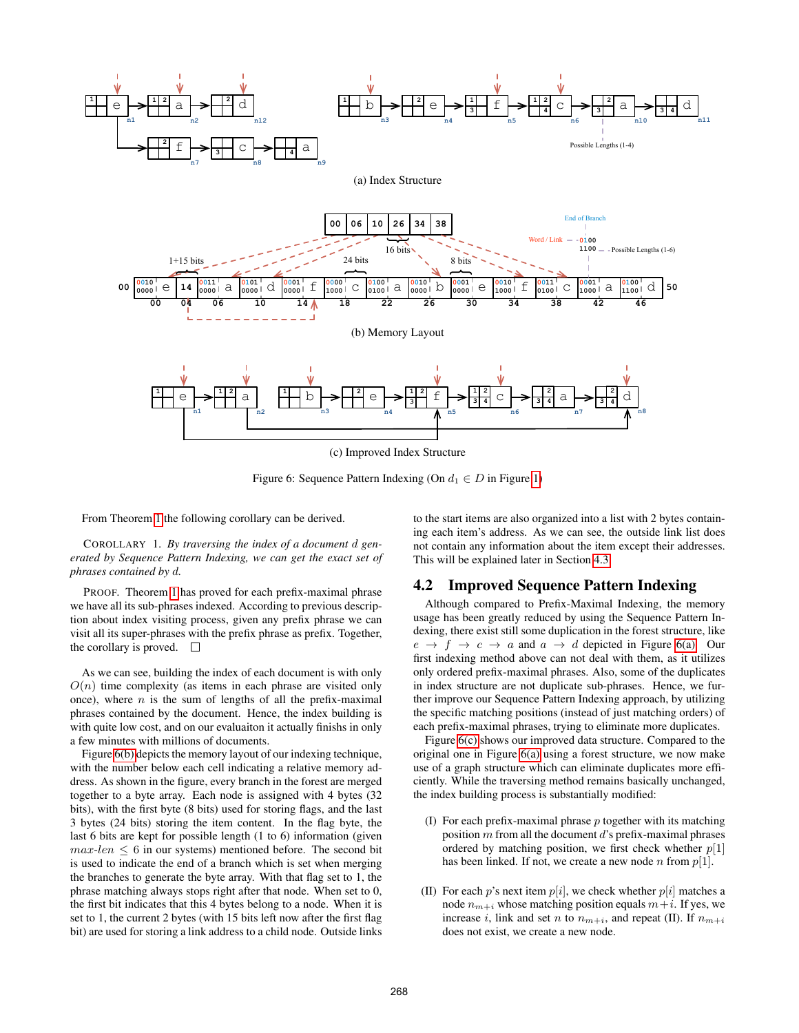(a) Index Structure

(b) Memory Layout

(c) Improved Index Structure

Figure 6: Sequence Pattern Indexing (On $d_1 \in D$ in Figure 1)

From Theorem 1 the following corollary can be derived.

COROLLARY 1. *By traversing the index of a document $d$ generated by Sequence Pattern Indexing, we can get the exact set of phrases contained by $d$.*

PROOF. Theorem 1 has proved for each prefix-maximal phrase we have all its sub-phrases indexed. According to previous description about index visiting process, given any prefix phrase we can visit all its super-phrases with the prefix phrase as prefix. Together, the corollary is proved. □

As we can see, building the index of each document is with only $O(n)$ time complexity (as items in each phrase are visited only once), where $n$ is the sum of lengths of all the prefix-maximal phrases contained by the document. Hence, the index building is with quite low cost, and on our evaluaiton it actually finishes in only a few minutes with millions of documents.

Figure 6(b) depicts the memory layout of our indexing technique, with the number below each cell indicating a relative memory address. As shown in the figure, every branch in the forest are merged together to a byte array. Each node is assigned with 4 bytes (32 bits), with the first byte (8 bits) used for storing flags, and the last 3 bytes (24 bits) storing the item content. In the flag byte, the last 6 bits are kept for possible length (1 to 6) information (given $max\text{-}len \leq 6$ in our systems) mentioned before. The second bit is used to indicate the end of a branch which is set when merging the branches to generate the byte array. With that flag set to 1, the phrase matching always stops right after that node. When set to 0, the first bit indicates that this 4 bytes belong to a node. When it is set to 1, the current 2 bytes (with 15 bits left now after the first flag bit) are used for storing a link address to a child node. Outside links to the start items are also organized into a list with 2 bytes containing each item's address. As we can see, the outside link list does not contain any information about the item except their addresses. This will be explained later in Section 4.3.

## 4.2 Improved Sequence Pattern Indexing

Although compared to Prefix-Maximal Indexing, the memory usage has been greatly reduced by using the Sequence Pattern Indexing, there exist still some duplication in the forest structure, like $e \to f \to c \to a$ and $a \to d$ depicted in Figure 6(a). Our first indexing method above can not deal with them, as it utilizes only ordered prefix-maximal phrases. Also, some of the duplicates in index structure are not duplicate sub-phrases. Hence, we further improve our Sequence Pattern Indexing approach, by utilizing the specific matching positions (instead of just matching orders) of each prefix-maximal phrases, trying to eliminate more duplicates.

Figure 6(c) shows our improved data structure. Compared to the original one in Figure 6(a) using a forest structure, we now make use of a graph structure which can eliminate duplicates more efficiently. While the traversing method remains basically unchanged, the index building process is substantially modified:

(I) For each prefix-maximal phrase $p$ together with its matching position $m$ from all the document $d$'s prefix-maximal phrases ordered by matching position, we first check whether $p[1]$ has been linked. If not, we create a new node $n$ from $p[1]$.

(II) For each $p$'s next item $p[i]$, we check whether $p[i]$ matches a node $n_{m+i}$ whose matching position equals $m+i$. If yes, we increase $i$, link and set $n$ to $n_{m+i}$, and repeat (II). If $n_{m+i}$ does not exist, we create a new node.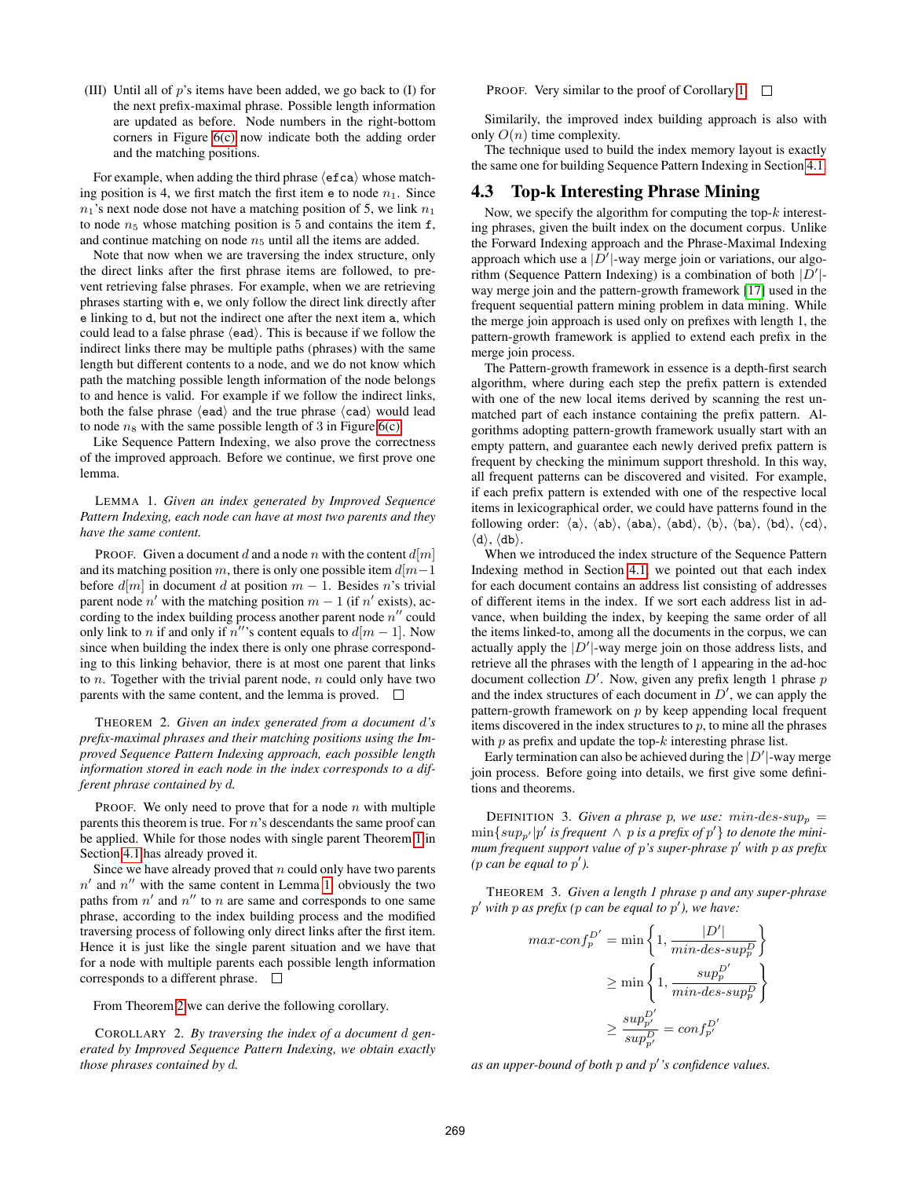(III) Until all of $p$'s items have been added, we go back to (I) for the next prefix-maximal phrase. Possible length information are updated as before. Node numbers in the right-bottom corners in Figure 6(c) now indicate both the adding order and the matching positions.

For example, when adding the third phrase ⟨efca⟩ whose matching position is 4, we first match the first item e to node $n_1$. Since $n_1$'s next node dose not have a matching position of 5, we link $n_1$ to node $n_5$ whose matching position is 5 and contains the item f, and continue matching on node $n_5$ until all the items are added.

Note that now when we are traversing the index structure, only the direct links after the first phrase items are followed, to prevent retrieving false phrases. For example, when we are retrieving phrases starting with e, we only follow the direct link directly after e linking to d, but not the indirect one after the next item a, which could lead to a false phrase ⟨ead⟩. This is because if we follow the indirect links there may be multiple paths (phrases) with the same length but different contents to a node, and we do not know which path the matching possible length information of the node belongs to and hence is valid. For example if we follow the indirect links, both the false phrase ⟨ead⟩ and the true phrase ⟨cad⟩ would lead to node $n_8$ with the same possible length of 3 in Figure 6(c).

Like Sequence Pattern Indexing, we also prove the correctness of the improved approach. Before we continue, we first prove one lemma.

LEMMA 1. *Given an index generated by Improved Sequence Pattern Indexing, each node can have at most two parents and they have the same content.*

PROOF. Given a document $d$ and a node $n$ with the content $d[m]$ and its matching position $m$, there is only one possible item $d[m-1]$ before $d[m]$ in document $d$ at position $m-1$. Besides $n$'s trivial parent node $n'$ with the matching position $m-1$ (if $n'$ exists), according to the index building process another parent node $n''$ could only link to $n$ if and only if $n''$'s content equals to $d[m-1]$. Now since when building the index there is only one phrase corresponding to this linking behavior, there is at most one parent that links to $n$. Together with the trivial parent node, $n$ could only have two parents with the same content, and the lemma is proved. □

THEOREM 2. *Given an index generated from a document $d$'s prefix-maximal phrases and their matching positions using the Improved Sequence Pattern Indexing approach, each possible length information stored in each node in the index corresponds to a different phrase contained by $d$.*

PROOF. We only need to prove that for a node $n$ with multiple parents this theorem is true. For $n$'s descendants the same proof can be applied. While for those nodes with single parent Theorem 1 in Section 4.1 has already proved it.

Since we have already proved that $n$ could only have two parents $n'$ and $n''$ with the same content in Lemma 1, obviously the two paths from $n'$ and $n''$ to $n$ are same and corresponds to one same phrase, according to the index building process and the modified traversing process of following only direct links after the first item. Hence it is just like the single parent situation and we have that for a node with multiple parents each possible length information corresponds to a different phrase. □

From Theorem 2 we can derive the following corollary.

COROLLARY 2. *By traversing the index of a document $d$ generated by Improved Sequence Pattern Indexing, we obtain exactly those phrases contained by $d$.*

PROOF. Very similar to the proof of Corollary 1. □

Similarily, the improved index building approach is also with only $O(n)$ time complexity.

The technique used to build the index memory layout is exactly the same one for building Sequence Pattern Indexing in Section 4.1.

## 4.3 Top-k Interesting Phrase Mining

Now, we specify the algorithm for computing the top-$k$ interesting phrases, given the built index on the document corpus. Unlike the Forward Indexing approach and the Phrase-Maximal Indexing approach which use a $|D'|$-way merge join or variations, our algorithm (Sequence Pattern Indexing) is a combination of both $|D'|$-way merge join and the pattern-growth framework [17] used in the frequent sequential pattern mining problem in data mining. While the merge join approach is used only on prefixes with length 1, the pattern-growth framework is applied to extend each prefix in the merge join process.

The Pattern-growth framework in essence is a depth-first search algorithm, where during each step the prefix pattern is extended with one of the new local items derived by scanning the rest unmatched part of each instance containing the prefix pattern. Algorithms adopting pattern-growth framework usually start with an empty pattern, and guarantee each newly derived prefix pattern is frequent by checking the minimum support threshold. In this way, all frequent patterns can be discovered and visited. For example, if each prefix pattern is extended with one of the respective local items in lexicographical order, we could have patterns found in the following order: ⟨a⟩, ⟨ab⟩, ⟨aba⟩, ⟨abd⟩, ⟨b⟩, ⟨ba⟩, ⟨bd⟩, ⟨cd⟩, ⟨d⟩, ⟨db⟩.

When we introduced the index structure of the Sequence Pattern Indexing method in Section 4.1, we pointed out that each index for each document contains an address list consisting of addresses of different items in the index. If we sort each address list in advance, when building the index, by keeping the same order of all the items linked-to, among all the documents in the corpus, we can actually apply the $|D'|$-way merge join on those address lists, and retrieve all the phrases with the length of 1 appearing in the ad-hoc document collection $D'$. Now, given any prefix length 1 phrase $p$ and the index structures of each document in $D'$, we can apply the pattern-growth framework on $p$ by keep appending local frequent items discovered in the index structures to $p$, to mine all the phrases with $p$ as prefix and update the top-$k$ interesting phrase list.

Early termination can also be achieved during the $|D'|$-way merge join process. Before going into details, we first give some definitions and theorems.

DEFINITION 3. *Given a phrase p, we use: $\textit{min-des-sup}_p = \min\{sup_{p'} | p' \text{ is frequent} \wedge p \text{ is a prefix of } p'\}$ to denote the minimum frequent support value of $p$'s super-phrase $p'$ with $p$ as prefix ($p$ can be equal to $p'$).*

THEOREM 3. *Given a length 1 phrase $p$ and any super-phrase $p'$ with $p$ as prefix ($p$ can be equal to $p'$), we have:*

$$
\begin{aligned}
\textit{max-conf}_p^{D'} &= \min\left\{1, \frac{|D'|}{\textit{min-des-sup}_p^D}\right\} \\
&\geq \min\left\{1, \frac{sup_p^{D'}}{\textit{min-des-sup}_p^D}\right\} \\
&\geq \frac{sup_{p'}^{D'}}{sup_{p'}^{D}} = conf_{p'}^{D'}
\end{aligned}
$$

*as an upper-bound of both $p$ and $p'$'s confidence values.*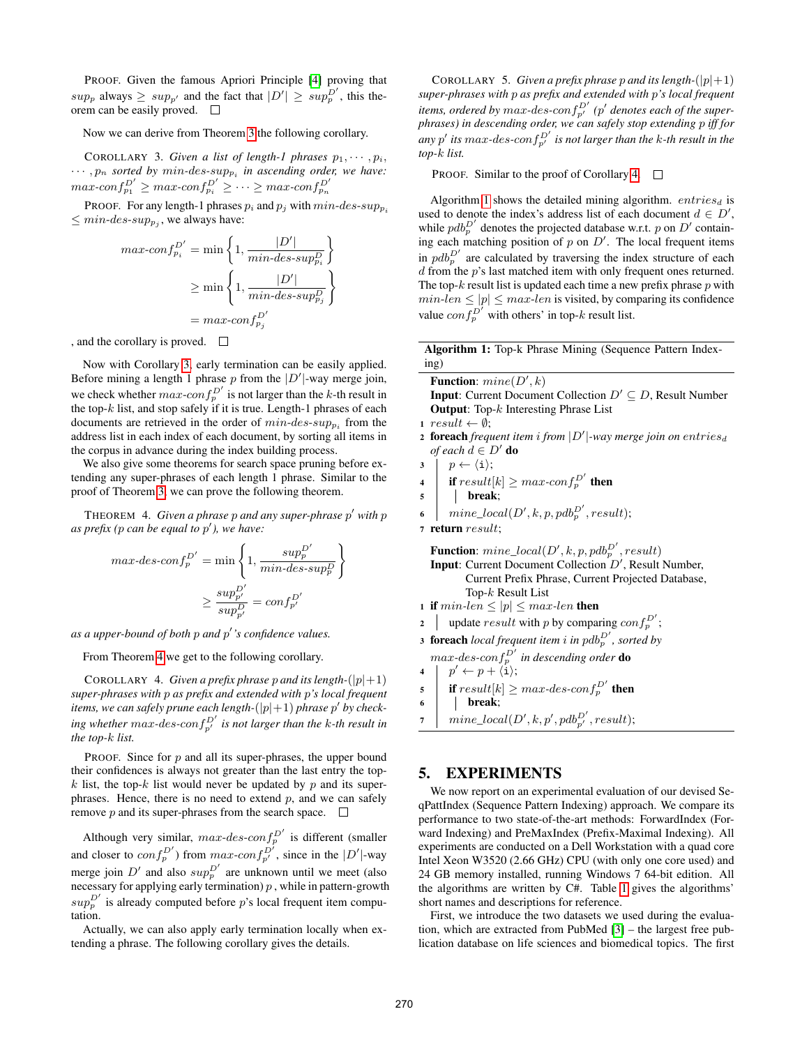PROOF. Given the famous Apriori Principle [4] proving that $sup_p$ always $\geq sup_{p'}$ and the fact that $|D'| \geq sup_p^{D'}$, this theorem can be easily proved. □

Now we can derive from Theorem 3 the following corollary.

COROLLARY 3. *Given a list of length-1 phrases $p_1, \cdots, p_i, \cdots, p_n$ sorted by $min\text{-}des\text{-}sup_{p_i}$ in ascending order, we have: $max\text{-}conf_{p_1}^{D'} \geq max\text{-}conf_{p_i}^{D'} \geq \cdots \geq max\text{-}conf_{p_n}^{D'}$*

PROOF. For any length-1 phrases $p_i$ and $p_j$ with $min\text{-}des\text{-}sup_{p_i} \leq min\text{-}des\text{-}sup_{p_j}$, we always have:

$$
\begin{aligned}
max\text{-}conf_{p_i}^{D'} &= \min\left\{1, \frac{|D'|}{min\text{-}des\text{-}sup_{p_i}^{D}}\right\} \\
&\geq \min\left\{1, \frac{|D'|}{min\text{-}des\text{-}sup_{p_j}^{D}}\right\} \\
&= max\text{-}conf_{p_j}^{D'}
\end{aligned}
$$

, and the corollary is proved. □

Now with Corollary 3, early termination can be easily applied. Before mining a length 1 phrase $p$ from the $|D'|$-way merge join, we check whether $max\text{-}conf_p^{D'}$ is not larger than the $k$-th result in the top-$k$ list, and stop safely if it is true. Length-1 phrases of each documents are retrieved in the order of $min\text{-}des\text{-}sup_{p_i}$ from the address list in each index of each document, by sorting all items in the corpus in advance during the index building process.

We also give some theorems for search space pruning before extending any super-phrases of each length 1 phrase. Similar to the proof of Theorem 3, we can prove the following theorem.

THEOREM 4. *Given a phrase $p$ and any super-phrase $p'$ with $p$ as prefix ($p$ can be equal to $p'$), we have:*

$$
\begin{aligned}
max\text{-}des\text{-}conf_p^{D'} &= \min\left\{1, \frac{sup_p^{D'}}{min\text{-}des\text{-}sup_p^{D}}\right\} \\
&\geq \frac{sup_{p'}^{D'}}{sup_{p'}^{D}} = conf_{p'}^{D'}
\end{aligned}
$$

*as a upper-bound of both $p$ and $p'$'s confidence values.*

From Theorem 4 we get to the following corollary.

COROLLARY 4. *Given a prefix phrase $p$ and its length-($|p|+1$) super-phrases with $p$ as prefix and extended with $p$'s local frequent items, we can safely prune each length-($|p|+1$) phrase $p'$ by checking whether $max\text{-}des\text{-}conf_{p'}^{D'}$ is not larger than the $k$-th result in the top-$k$ list.*

PROOF. Since for $p$ and all its super-phrases, the upper bound their confidences is always not greater than the last entry the top-$k$ list, the top-$k$ list would never be updated by $p$ and its super-phrases. Hence, there is no need to extend $p$, and we can safely remove $p$ and its super-phrases from the search space. □

Although very similar, $max\text{-}des\text{-}conf_p^{D'}$ is different (smaller and closer to $conf_p^{D'}$) from $max\text{-}conf_{p'}^{D'}$, since in the $|D'|$-way merge join $D'$ and also $sup_p^{D'}$ are unknown until we meet (also necessary for applying early termination) $p$ , while in pattern-growth $sup_p^{D'}$ is already computed before $p$'s local frequent item computation.

Actually, we can also apply early termination locally when extending a phrase. The following corollary gives the details.

COROLLARY 5. *Given a prefix phrase $p$ and its length-($|p|+1$) super-phrases with $p$ as prefix and extended with $p$'s local frequent items, ordered by $max\text{-}des\text{-}conf_{p'}^{D'}$ ($p'$ denotes each of the super-phrases) in descending order, we can safely stop extending $p$ iff for any $p'$ its $max\text{-}des\text{-}conf_{p'}^{D'}$ is not larger than the $k$-th result in the top-$k$ list.*

PROOF. Similar to the proof of Corollary 4. □

Algorithm 1 shows the detailed mining algorithm. $entries_d$ is used to denote the index's address list of each document $d \in D'$, while $pdb_p^{D'}$ denotes the projected database w.r.t. $p$ on $D'$ containing each matching position of $p$ on $D'$. The local frequent items in $pdb_p^{D'}$ are calculated by traversing the index structure of each $d$ from the $p$'s last matched item with only frequent ones returned. The top-$k$ result list is updated each time a new prefix phrase $p$ with $min\text{-}len \leq |p| \leq max\text{-}len$ is visited, by comparing its confidence value $conf_p^{D'}$ with others' in top-$k$ result list.

**Algorithm 1:** Top-k Phrase Mining (Sequence Pattern Indexing)

```
Function: mine(D', k)
Input: Current Document Collection D' ⊆ D, Result Number
Output: Top-k Interesting Phrase List
1 result ← ∅;
2 foreach frequent item i from |D'|-way merge join on entries_d
  of each d ∈ D' do
3     p ← ⟨i⟩;
4     if result[k] ≥ max-conf_p^{D'} then
5         break;
6     mine_local(D', k, p, pdb_p^{D'}, result);
7 return result;

Function: mine_local(D', k, p, pdb_p^{D'}, result)
Input: Current Document Collection D', Result Number,
       Current Prefix Phrase, Current Projected Database,
       Top-k Result List
1 if min-len ≤ |p| ≤ max-len then
2     update result with p by comparing conf_p^{D'};
3 foreach local frequent item i in pdb_p^{D'}, sorted by
  max-des-conf_p^{D'} in descending order do
4     p' ← p + ⟨i⟩;
5     if result[k] ≥ max-des-conf_p^{D'} then
6         break;
7     mine_local(D', k, p', pdb_{p'}^{D'}, result);
```

## 5. EXPERIMENTS

We now report on an experimental evaluation of our devised SeqPattIndex (Sequence Pattern Indexing) approach. We compare its performance to two state-of-the-art methods: ForwardIndex (Forward Indexing) and PreMaxIndex (Prefix-Maximal Indexing). All experiments are conducted on a Dell Workstation with a quad core Intel Xeon W3520 (2.66 GHz) CPU (with only one core used) and 24 GB memory installed, running Windows 7 64-bit edition. All the algorithms are written by C#. Table 1 gives the algorithms' short names and descriptions for reference.

First, we introduce the two datasets we used during the evaluation, which are extracted from PubMed [3] – the largest free publication database on life sciences and biomedical topics. The first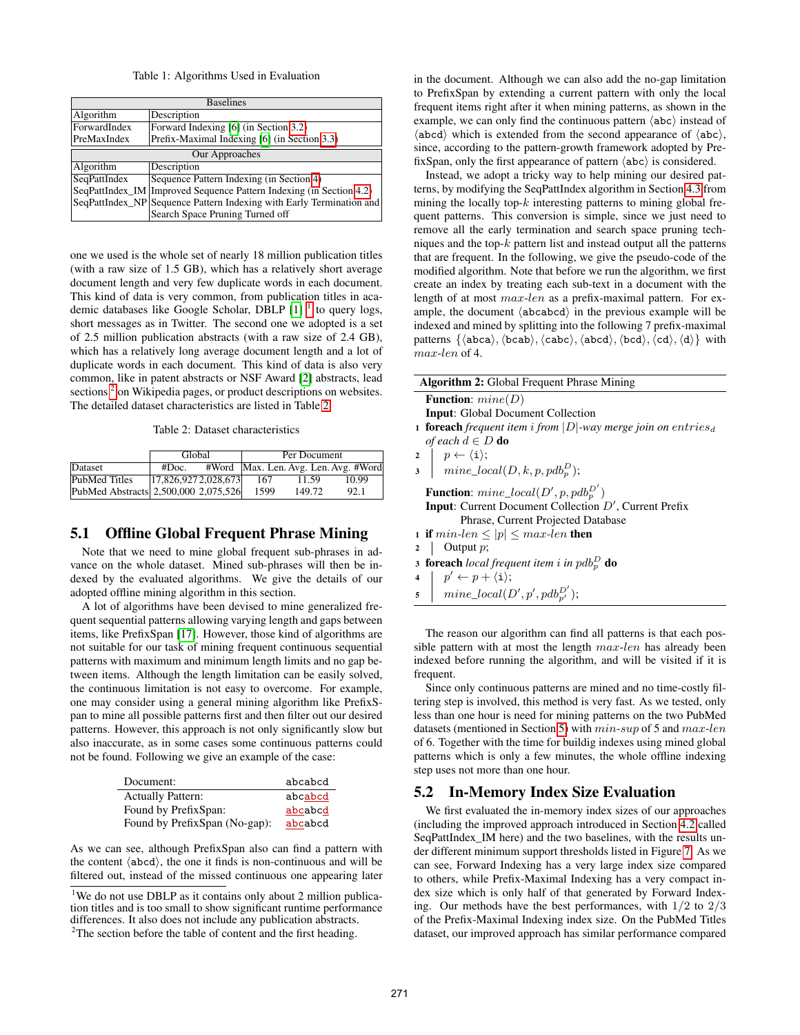Table 1: Algorithms Used in Evaluation

| Baselines | |
|---|---|
| Algorithm | Description |
| ForwardIndex | Forward Indexing [6] (in Section 3.2) |
| PreMaxIndex | Prefix-Maximal Indexing [6] (in Section 3.3) |
| **Our Approaches** | |
| Algorithm | Description |
| SeqPattIndex | Sequence Pattern Indexing (in Section 4) |
| SeqPattIndex_IM | Improved Sequence Pattern Indexing (in Section 4.2) |
| SeqPattIndex_NP | Sequence Pattern Indexing with Early Termination and Search Space Pruning Turned off |

one we used is the whole set of nearly 18 million publication titles (with a raw size of 1.5 GB), which has a relatively short average document length and very few duplicate words in each document. This kind of data is very common, from publication titles in academic databases like Google Scholar, DBLP [1] [1] to query logs, short messages as in Twitter. The second one we adopted is a set of 2.5 million publication abstracts (with a raw size of 2.4 GB), which has a relatively long average document length and a lot of duplicate words in each document. This kind of data is also very common, like in patent abstracts or NSF Award [2] abstracts, lead sections [2] on Wikipedia pages, or product descriptions on websites. The detailed dataset characteristics are listed in Table 2.

Table 2: Dataset characteristics

| | Global | | Per Document | | |
|---|---|---|---|---|---|
| Dataset | #Doc. | #Word | Max. Len. | Avg. Len. | Avg. #Word |
| PubMed Titles | 17,826,927 | 2,028,673 | 167 | 11.59 | 10.99 |
| PubMed Abstracts | 2,500,000 | 2,075,526 | 1599 | 149.72 | 92.1 |

## 5.1 Offline Global Frequent Phrase Mining

Note that we need to mine global frequent sub-phrases in advance on the whole dataset. Mined sub-phrases will then be indexed by the evaluated algorithms. We give the details of our adopted offline mining algorithm in this section.

A lot of algorithms have been devised to mine generalized frequent sequential patterns allowing varying length and gaps between items, like PrefixSpan [17]. However, those kind of algorithms are not suitable for our task of mining frequent continuous sequential patterns with maximum and minimum length limits and no gap between items. Although the length limitation can be easily solved, the continuous limitation is not easy to overcome. For example, one may consider using a general mining algorithm like PrefixSpan to mine all possible patterns first and then filter out our desired patterns. However, this approach is not only significantly slow but also inaccurate, as in some cases some continuous patterns could not be found. Following we give an example of the case:

| Document: | abcabcd |
|---|---|
| Actually Pattern: | abc**abcd** |
| Found by PrefixSpan: | **abc**abc**d** |
| Found by PrefixSpan (No-gap): | **abc**abcd |

As we can see, although PrefixSpan also can find a pattern with the content ⟨abcd⟩, the one it finds is non-continuous and will be filtered out, instead of the missed continuous one appearing later in the document. Although we can also add the no-gap limitation to PrefixSpan by extending a current pattern with only the local frequent items right after it when mining patterns, as shown in the example, we can only find the continuous pattern ⟨abc⟩ instead of ⟨abcd⟩ which is extended from the second appearance of ⟨abc⟩, since, according to the pattern-growth framework adopted by PrefixSpan, only the first appearance of pattern ⟨abc⟩ is considered.

Instead, we adopt a tricky way to help mining our desired patterns, by modifying the SeqPattIndex algorithm in Section 4.3 from mining the locally top-$k$ interesting patterns to mining global frequent patterns. This conversion is simple, since we just need to remove all the early termination and search space pruning techniques and the top-$k$ pattern list and instead output all the patterns that are frequent. In the following, we give the pseudo-code of the modified algorithm. Note that before we run the algorithm, we first create an index by treating each sub-text in a document with the length of at most $max\text{-}len$ as a prefix-maximal pattern. For example, the document ⟨abcabcd⟩ in the previous example will be indexed and mined by splitting into the following 7 prefix-maximal patterns {⟨abca⟩, ⟨bcab⟩, ⟨cabc⟩, ⟨abcd⟩, ⟨bcd⟩, ⟨cd⟩, ⟨d⟩} with $max\text{-}len$ of 4.

**Algorithm 2:** Global Frequent Phrase Mining

**Function**: $mine(D)$
**Input**: Global Document Collection
1 **foreach** *frequent item i from* $|D|$*-way merge join on* $entries_d$ *of each* $d \in D$ **do**
2 $p \leftarrow \langle i \rangle$;
3 $mine\_local(D, k, p, pdb_p^D)$;

**Function**: $mine\_local(D', p, pdb_p^{D'})$
**Input**: Current Document Collection $D'$, Current Prefix Phrase, Current Projected Database
1 **if** $min\text{-}len \leq |p| \leq max\text{-}len$ **then**
2 Output $p$;
3 **foreach** *local frequent item i in* $pdb_p^D$ **do**
4 $p' \leftarrow p + \langle i \rangle$;
5 $mine\_local(D', p', pdb_{p'}^{D'})$;

The reason our algorithm can find all patterns is that each possible pattern with at most the length $max\text{-}len$ has already been indexed before running the algorithm, and will be visited if it is frequent.

Since only continuous patterns are mined and no time-costly filtering step is involved, this method is very fast. As we tested, only less than one hour is need for mining patterns on the two PubMed datasets (mentioned in Section 5) with $min\text{-}sup$ of 5 and $max\text{-}len$ of 6. Together with the time for buildig indexes using mined global patterns which is only a few minutes, the whole offline indexing step uses not more than one hour.

## 5.2 In-Memory Index Size Evaluation

We first evaluated the in-memory index sizes of our approaches (including the improved approach introduced in Section 4.2 called SeqPattIndex_IM here) and the two baselines, with the results under different minimum support thresholds listed in Figure 7. As we can see, Forward Indexing has a very large index size compared to others, while Prefix-Maximal Indexing has a very compact index size which is only half of that generated by Forward Indexing. Our methods have the best performances, with 1/2 to 2/3 of the Prefix-Maximal Indexing index size. On the PubMed Titles dataset, our improved approach has similar performance compared

[1] We do not use DBLP as it contains only about 2 million publication titles and is too small to show significant runtime performance differences. It also does not include any publication abstracts.

[2] The section before the table of content and the first heading.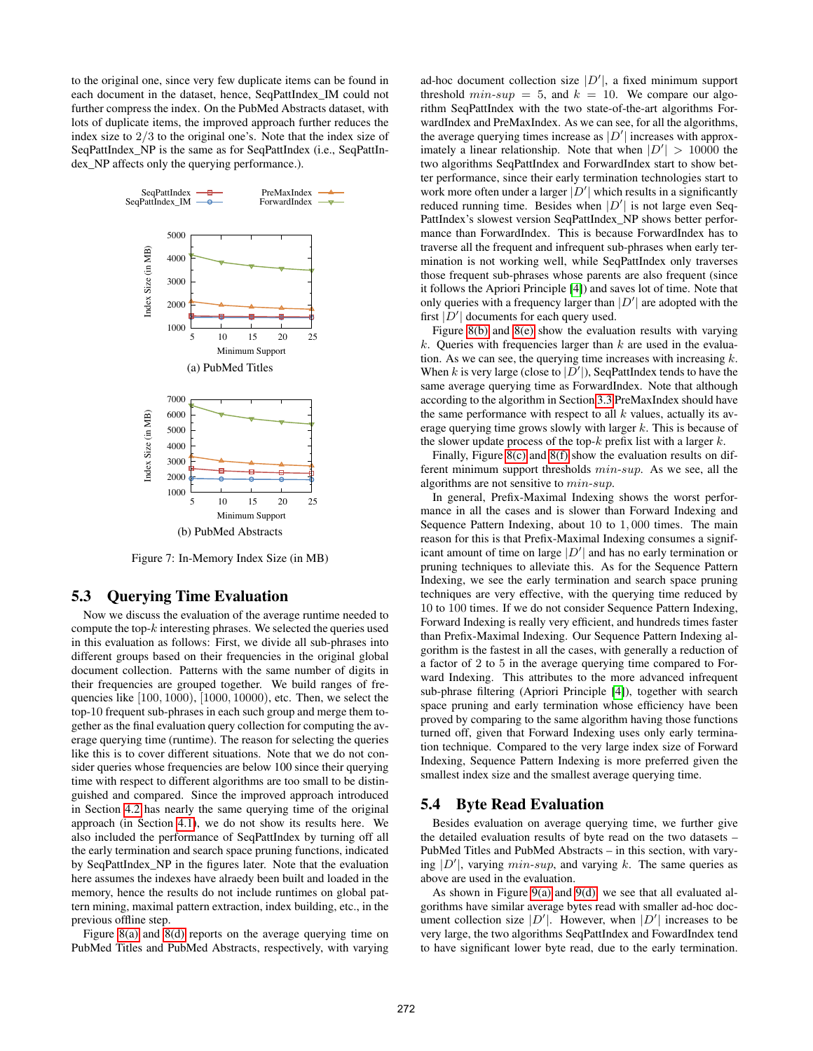to the original one, since very few duplicate items can be found in each document in the dataset, hence, SeqPattIndex_IM could not further compress the index. On the PubMed Abstracts dataset, with lots of duplicate items, the improved approach further reduces the index size to $2/3$ to the original one's. Note that the index size of SeqPattIndex_NP is the same as for SeqPattIndex (i.e., SeqPattIndex_NP affects only the querying performance.).

(a) PubMed Titles

(b) PubMed Abstracts

Figure 7: In-Memory Index Size (in MB)

## 5.3 Querying Time Evaluation

Now we discuss the evaluation of the average runtime needed to compute the top-$k$ interesting phrases. We selected the queries used in this evaluation as follows: First, we divide all sub-phrases into different groups based on their frequencies in the original global document collection. Patterns with the same number of digits in their frequencies are grouped together. We build ranges of frequencies like $[100, 1000)$, $[1000, 10000)$, etc. Then, we select the top-10 frequent sub-phrases in each such group and merge them together as the final evaluation query collection for computing the average querying time (runtime). The reason for selecting the queries like this is to cover different situations. Note that we do not consider sub-phrase queries whose frequencies are below 100 since their querying time with respect to different algorithms are too small to be distinguished and compared. Since the improved approach introduced in Section 4.2 has nearly the same querying time of the original approach (in Section 4.1), we do not show its results here. We also included the performance of SeqPattIndex by turning off all the early termination and search space pruning functions, indicated by SeqPattIndex_NP in the figures later. Note that the evaluation here assumes the indexes have alraedy been built and loaded in the memory, hence the results do not include runtimes on global pattern mining, maximal pattern extraction, index building, etc., in the previous offline step.

Figure 8(a) and 8(d) reports on the average querying time on PubMed Titles and PubMed Abstracts, respectively, with varying ad-hoc document collection size $|D'|$, a fixed minimum support threshold $min\text{-}sup = 5$, and $k = 10$. We compare our algorithm SeqPattIndex with the two state-of-the-art algorithms ForwardIndex and PreMaxIndex. As we can see, for all the algorithms, the average querying times increase as $|D'|$ increases with approximately a linear relationship. Note that when $|D'| > 10000$ the two algorithms SeqPattIndex and ForwardIndex start to show better performance, since their early termination technologies start to work more often under a larger $|D'|$ which results in a significantly reduced running time. Besides when $|D'|$ is not large even SeqPattIndex's slowest version SeqPattIndex_NP shows better performance than ForwardIndex. This is because ForwardIndex has to traverse all the frequent and infrequent sub-phrases when early termination is not working well, while SeqPattIndex only traverses those frequent sub-phrases whose parents are also frequent (since it follows the Apriori Principle [4]) and saves lot of time. Note that only queries with a frequency larger than $|D'|$ are adopted with the first $|D'|$ documents for each query used.

Figure 8(b) and 8(e) show the evaluation results with varying $k$. Queries with frequencies larger than $k$ are used in the evaluation. As we can see, the querying time increases with increasing $k$. When $k$ is very large (close to $|D'|$), SeqPattIndex tends to have the same average querying time as ForwardIndex. Note that although according to the algorithm in Section 3.3 PreMaxIndex should have the same performance with respect to all $k$ values, actually its average querying time grows slowly with larger $k$. This is because of the slower update process of the top-$k$ prefix list with a larger $k$.

Finally, Figure 8(c) and 8(f) show the evaluation results on different minimum support thresholds $min\text{-}sup$. As we see, all the algorithms are not sensitive to $min\text{-}sup$.

In general, Prefix-Maximal Indexing shows the worst performance in all the cases and is slower than Forward Indexing and Sequence Pattern Indexing, about 10 to $1,000$ times. The main reason for this is that Prefix-Maximal Indexing consumes a significant amount of time on large $|D'|$ and has no early termination or pruning techniques to alleviate this. As for the Sequence Pattern Indexing, we see the early termination and search space pruning techniques are very effective, with the querying time reduced by 10 to 100 times. If we do not consider Sequence Pattern Indexing, Forward Indexing is really very efficient, and hundreds times faster than Prefix-Maximal Indexing. Our Sequence Pattern Indexing algorithm is the fastest in all the cases, with generally a reduction of a factor of 2 to 5 in the average querying time compared to Forward Indexing. This attributes to the more advanced infrequent sub-phrase filtering (Apriori Principle [4]), together with search space pruning and early termination whose efficiency have been proved by comparing to the same algorithm having those functions turned off, given that Forward Indexing uses only early termination technique. Compared to the very large index size of Forward Indexing, Sequence Pattern Indexing is more preferred given the smallest index size and the smallest average querying time.

## 5.4 Byte Read Evaluation

Besides evaluation on average querying time, we further give the detailed evaluation results of byte read on the two datasets – PubMed Titles and PubMed Abstracts – in this section, with varying $|D'|$, varying $min\text{-}sup$, and varying $k$. The same queries as above are used in the evaluation.

As shown in Figure 9(a) and 9(d), we see that all evaluated algorithms have similar average bytes read with smaller ad-hoc document collection size $|D'|$. However, when $|D'|$ increases to be very large, the two algorithms SeqPattIndex and FowardIndex tend to have significant lower byte read, due to the early termination.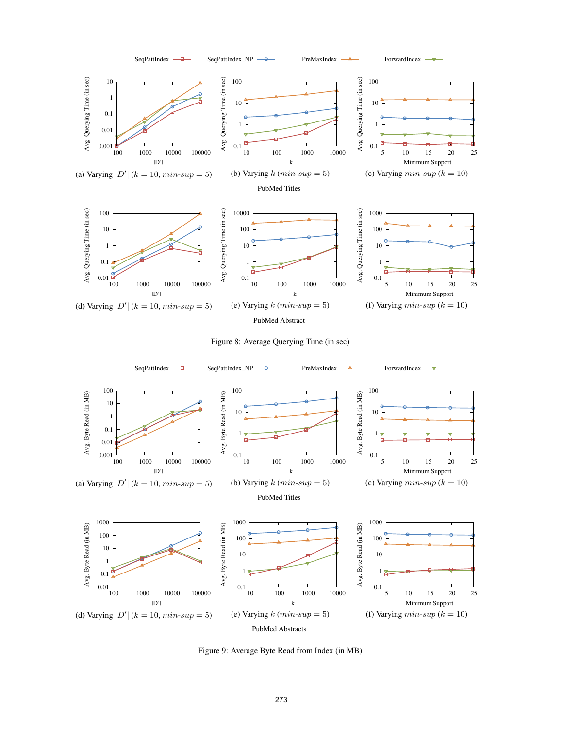SeqPattIndex — SeqPattIndex_NP — PreMaxIndex — ForwardIndex

(a) Varying $|D'|$ ($k = 10$, $min\text{-}sup = 5$)

(b) Varying $k$ ($min\text{-}sup = 5$)

(c) Varying $min\text{-}sup$ ($k = 10$)

PubMed Titles

(d) Varying $|D'|$ ($k = 10$, $min\text{-}sup = 5$)

(e) Varying $k$ ($min\text{-}sup = 5$)

(f) Varying $min\text{-}sup$ ($k = 10$)

PubMed Abstract

Figure 8: Average Querying Time (in sec)

SeqPattIndex — SeqPattIndex_NP — PreMaxIndex — ForwardIndex

(a) Varying $|D'|$ ($k = 10$, $min\text{-}sup = 5$)

(b) Varying $k$ ($min\text{-}sup = 5$)

(c) Varying $min\text{-}sup$ ($k = 10$)

PubMed Titles

(d) Varying $|D'|$ ($k = 10$, $min\text{-}sup = 5$)

(e) Varying $k$ ($min\text{-}sup = 5$)

(f) Varying $min\text{-}sup$ ($k = 10$)

PubMed Abstracts

Figure 9: Average Byte Read from Index (in MB)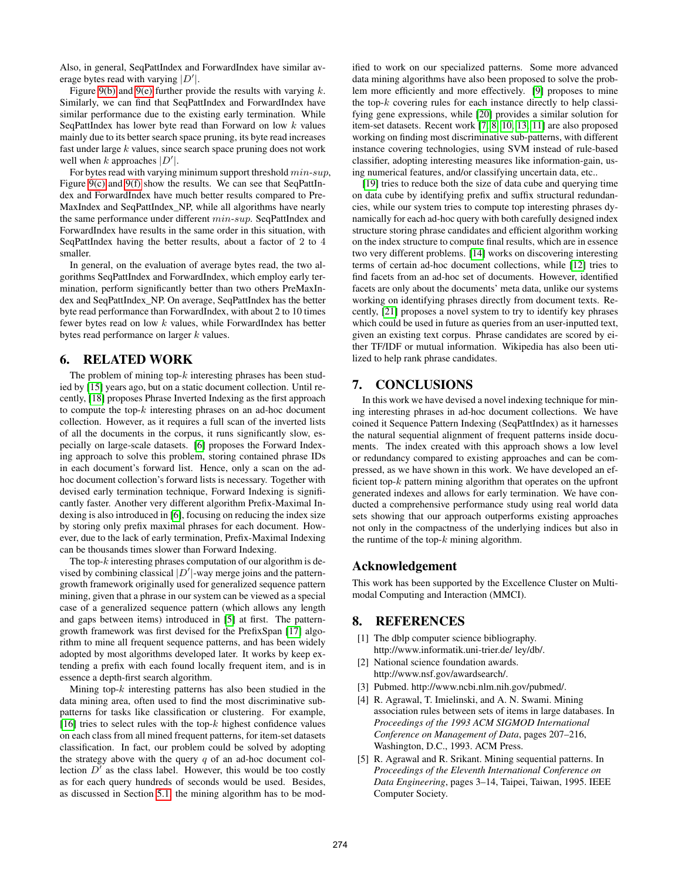Also, in general, SeqPattIndex and ForwardIndex have similar average bytes read with varying $|D'|$.

Figure 9(b) and 9(e) further provide the results with varying $k$. Similarly, we can find that SeqPattIndex and ForwardIndex have similar performance due to the existing early termination. While SeqPattIndex has lower byte read than Forward on low $k$ values mainly due to its better search space pruning, its byte read increases fast under large $k$ values, since search space pruning does not work well when $k$ approaches $|D'|$.

For bytes read with varying minimum support threshold $min\text{-}sup$, Figure 9(c) and 9(f) show the results. We can see that SeqPattIndex and ForwardIndex have much better results compared to PreMaxIndex and SeqPattIndex_NP, while all algorithms have nearly the same performance under different $min\text{-}sup$. SeqPattIndex and ForwardIndex have results in the same order in this situation, with SeqPattIndex having the better results, about a factor of 2 to 4 smaller.

In general, on the evaluation of average bytes read, the two algorithms SeqPattIndex and ForwardIndex, which employ early termination, perform significantly better than two others PreMaxIndex and SeqPattIndex_NP. On average, SeqPattIndex has the better byte read performance than ForwardIndex, with about 2 to 10 times fewer bytes read on low $k$ values, while ForwardIndex has better bytes read performance on larger $k$ values.

# 6. RELATED WORK

The problem of mining top-$k$ interesting phrases has been studied by [15] years ago, but on a static document collection. Until recently, [18] proposes Phrase Inverted Indexing as the first approach to compute the top-$k$ interesting phrases on an ad-hoc document collection. However, as it requires a full scan of the inverted lists of all the documents in the corpus, it runs significantly slow, especially on large-scale datasets. [6] proposes the Forward Indexing approach to solve this problem, storing contained phrase IDs in each document's forward list. Hence, only a scan on the ad-hoc document collection's forward lists is necessary. Together with devised early termination technique, Forward Indexing is significantly faster. Another very different algorithm Prefix-Maximal Indexing is also introduced in [6], focusing on reducing the index size by storing only prefix maximal phrases for each document. However, due to the lack of early termination, Prefix-Maximal Indexing can be thousands times slower than Forward Indexing.

The top-$k$ interesting phrases computation of our algorithm is devised by combining classical $|D'|$-way merge joins and the pattern-growth framework originally used for generalized sequence pattern mining, given that a phrase in our system can be viewed as a special case of a generalized sequence pattern (which allows any length and gaps between items) introduced in [5] at first. The pattern-growth framework was first devised for the PrefixSpan [17] algorithm to mine all frequent sequence patterns, and has been widely adopted by most algorithms developed later. It works by keep extending a prefix with each found locally frequent item, and is in essence a depth-first search algorithm.

Mining top-$k$ interesting patterns has also been studied in the data mining area, often used to find the most discriminative sub-patterns for tasks like classification or clustering. For example, [16] tries to select rules with the top-$k$ highest confidence values on each class from all mined frequent patterns, for item-set datasets classification. In fact, our problem could be solved by adopting the strategy above with the query $q$ of an ad-hoc document collection $D'$ as the class label. However, this would be too costly as for each query hundreds of seconds would be used. Besides, as discussed in Section 5.1, the mining algorithm has to be modified to work on our specialized patterns. Some more advanced data mining algorithms have also been proposed to solve the problem more efficiently and more effectively. [9] proposes to mine the top-$k$ covering rules for each instance directly to help classifying gene expressions, while [20] provides a similar solution for item-set datasets. Recent work [7, 8, 10, 13, 11] are also proposed working on finding most discriminative sub-patterns, with different instance covering technologies, using SVM instead of rule-based classifier, adopting interesting measures like information-gain, using numerical features, and/or classifying uncertain data, etc..

[19] tries to reduce both the size of data cube and querying time on data cube by identifying prefix and suffix structural redundancies, while our system tries to compute top interesting phrases dynamically for each ad-hoc query with both carefully designed index structure storing phrase candidates and efficient algorithm working on the index structure to compute final results, which are in essence two very different problems. [14] works on discovering interesting terms of certain ad-hoc document collections, while [12] tries to find facets from an ad-hoc set of documents. However, identified facets are only about the documents' meta data, unlike our systems working on identifying phrases directly from document texts. Recently, [21] proposes a novel system to try to identify key phrases which could be used in future as queries from an user-inputted text, given an existing text corpus. Phrase candidates are scored by either TF/IDF or mutual information. Wikipedia has also been utilized to help rank phrase candidates.

# 7. CONCLUSIONS

In this work we have devised a novel indexing technique for mining interesting phrases in ad-hoc document collections. We have coined it Sequence Pattern Indexing (SeqPattIndex) as it harnesses the natural sequential alignment of frequent patterns inside documents. The index created with this approach shows a low level or redundancy compared to existing approaches and can be compressed, as we have shown in this work. We have developed an efficient top-$k$ pattern mining algorithm that operates on the upfront generated indexes and allows for early termination. We have conducted a comprehensive performance study using real world data sets showing that our approach outperforms existing approaches not only in the compactness of the underlying indices but also in the runtime of the top-$k$ mining algorithm.

## Acknowledgement

This work has been supported by the Excellence Cluster on Multimodal Computing and Interaction (MMCI).

# 8. REFERENCES

[1] The dblp computer science bibliography. http://www.informatik.uni-trier.de/ ley/db/.

[2] National science foundation awards. http://www.nsf.gov/awardsearch/.

[3] Pubmed. http://www.ncbi.nlm.nih.gov/pubmed/.

[4] R. Agrawal, T. Imielinski, and A. N. Swami. Mining association rules between sets of items in large databases. In *Proceedings of the 1993 ACM SIGMOD International Conference on Management of Data*, pages 207–216, Washington, D.C., 1993. ACM Press.

[5] R. Agrawal and R. Srikant. Mining sequential patterns. In *Proceedings of the Eleventh International Conference on Data Engineering*, pages 3–14, Taipei, Taiwan, 1995. IEEE Computer Society.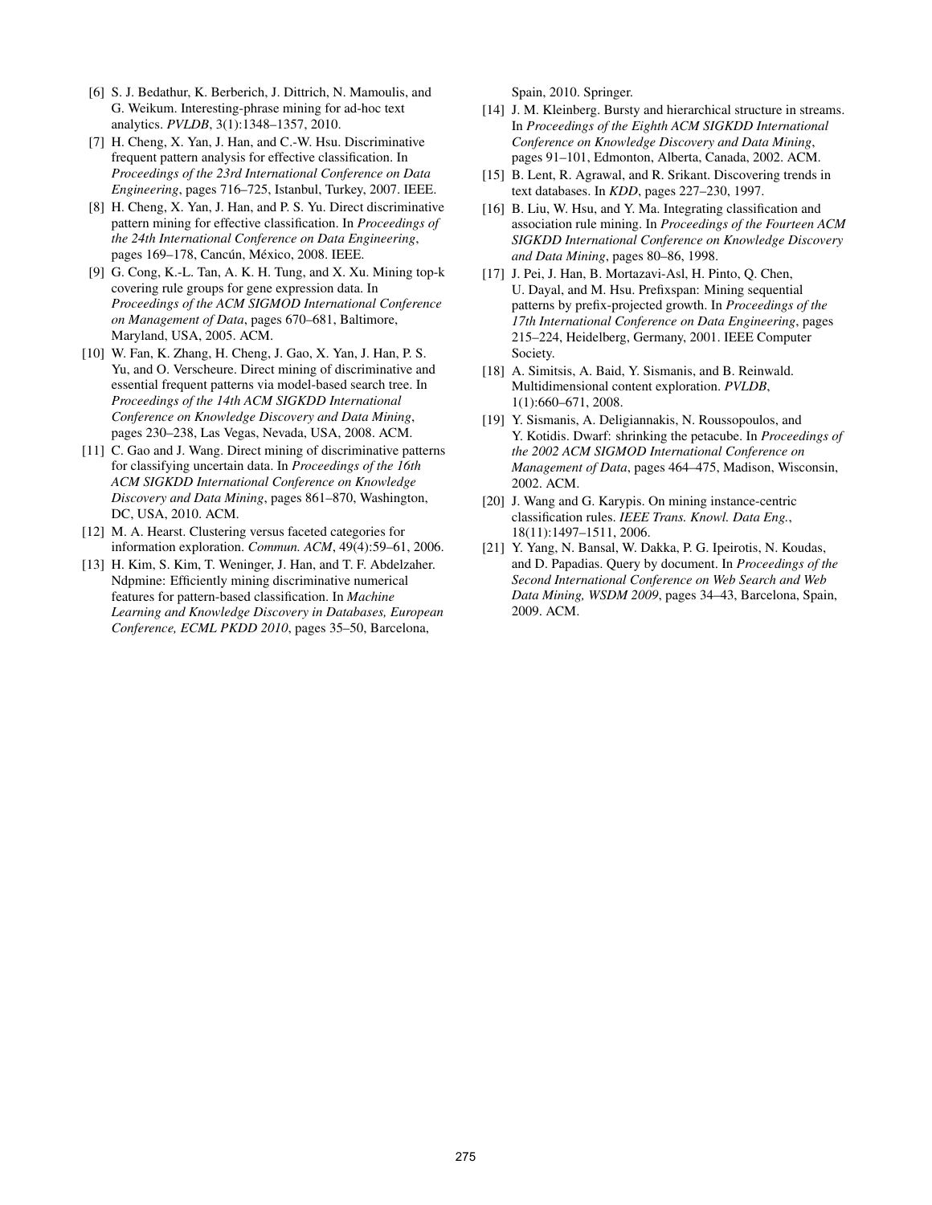[6] S. J. Bedathur, K. Berberich, J. Dittrich, N. Mamoulis, and G. Weikum. Interesting-phrase mining for ad-hoc text analytics. *PVLDB*, 3(1):1348–1357, 2010.

[7] H. Cheng, X. Yan, J. Han, and C.-W. Hsu. Discriminative frequent pattern analysis for effective classification. In *Proceedings of the 23rd International Conference on Data Engineering*, pages 716–725, Istanbul, Turkey, 2007. IEEE.

[8] H. Cheng, X. Yan, J. Han, and P. S. Yu. Direct discriminative pattern mining for effective classification. In *Proceedings of the 24th International Conference on Data Engineering*, pages 169–178, Cancún, México, 2008. IEEE.

[9] G. Cong, K.-L. Tan, A. K. H. Tung, and X. Xu. Mining top-k covering rule groups for gene expression data. In *Proceedings of the ACM SIGMOD International Conference on Management of Data*, pages 670–681, Baltimore, Maryland, USA, 2005. ACM.

[10] W. Fan, K. Zhang, H. Cheng, J. Gao, X. Yan, J. Han, P. S. Yu, and O. Verscheure. Direct mining of discriminative and essential frequent patterns via model-based search tree. In *Proceedings of the 14th ACM SIGKDD International Conference on Knowledge Discovery and Data Mining*, pages 230–238, Las Vegas, Nevada, USA, 2008. ACM.

[11] C. Gao and J. Wang. Direct mining of discriminative patterns for classifying uncertain data. In *Proceedings of the 16th ACM SIGKDD International Conference on Knowledge Discovery and Data Mining*, pages 861–870, Washington, DC, USA, 2010. ACM.

[12] M. A. Hearst. Clustering versus faceted categories for information exploration. *Commun. ACM*, 49(4):59–61, 2006.

[13] H. Kim, S. Kim, T. Weninger, J. Han, and T. F. Abdelzaher. Ndpmine: Efficiently mining discriminative numerical features for pattern-based classification. In *Machine Learning and Knowledge Discovery in Databases, European Conference, ECML PKDD 2010*, pages 35–50, Barcelona, Spain, 2010. Springer.

[14] J. M. Kleinberg. Bursty and hierarchical structure in streams. In *Proceedings of the Eighth ACM SIGKDD International Conference on Knowledge Discovery and Data Mining*, pages 91–101, Edmonton, Alberta, Canada, 2002. ACM.

[15] B. Lent, R. Agrawal, and R. Srikant. Discovering trends in text databases. In *KDD*, pages 227–230, 1997.

[16] B. Liu, W. Hsu, and Y. Ma. Integrating classification and association rule mining. In *Proceedings of the Fourteen ACM SIGKDD International Conference on Knowledge Discovery and Data Mining*, pages 80–86, 1998.

[17] J. Pei, J. Han, B. Mortazavi-Asl, H. Pinto, Q. Chen, U. Dayal, and M. Hsu. Prefixspan: Mining sequential patterns by prefix-projected growth. In *Proceedings of the 17th International Conference on Data Engineering*, pages 215–224, Heidelberg, Germany, 2001. IEEE Computer Society.

[18] A. Simitsis, A. Baid, Y. Sismanis, and B. Reinwald. Multidimensional content exploration. *PVLDB*, 1(1):660–671, 2008.

[19] Y. Sismanis, A. Deligiannakis, N. Roussopoulos, and Y. Kotidis. Dwarf: shrinking the petacube. In *Proceedings of the 2002 ACM SIGMOD International Conference on Management of Data*, pages 464–475, Madison, Wisconsin, 2002. ACM.

[20] J. Wang and G. Karypis. On mining instance-centric classification rules. *IEEE Trans. Knowl. Data Eng.*, 18(11):1497–1511, 2006.

[21] Y. Yang, N. Bansal, W. Dakka, P. G. Ipeirotis, N. Koudas, and D. Papadias. Query by document. In *Proceedings of the Second International Conference on Web Search and Web Data Mining, WSDM 2009*, pages 34–43, Barcelona, Spain, 2009. ACM.